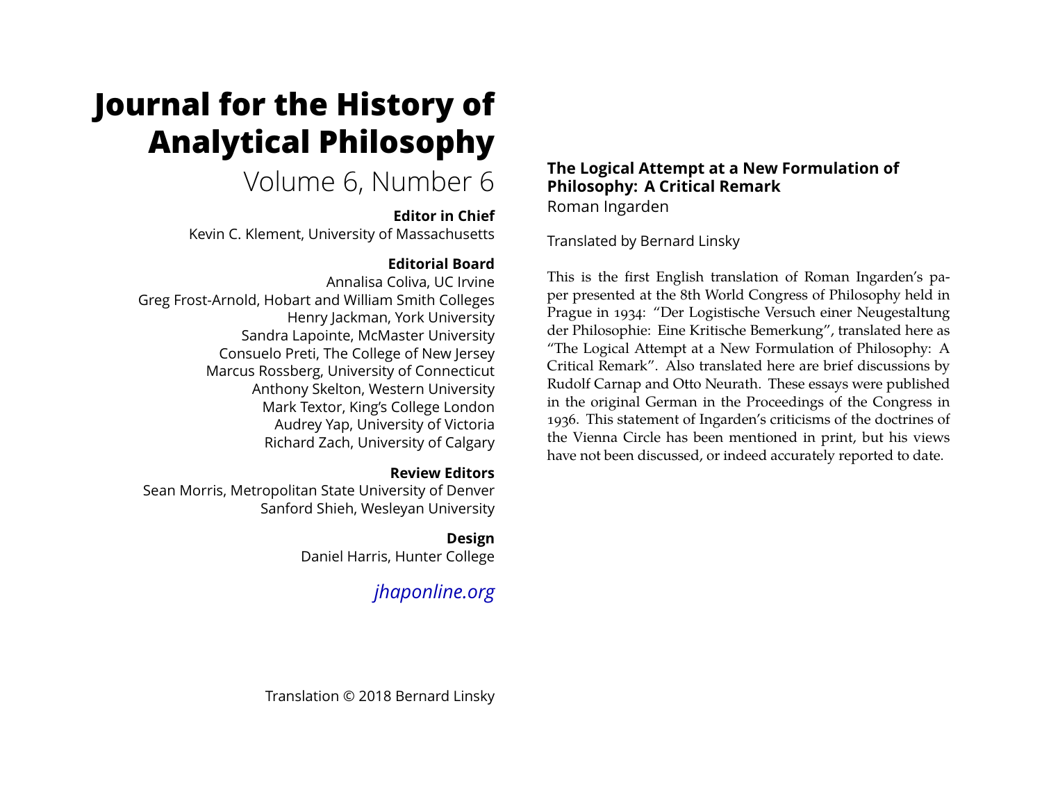# Journal for the History of Analytical Philosophy

Volume 6, Number 6

**Editor in Chief**

Kevin C. Klement, University of Massachusetts

**Editorial Board**

Annalisa Coliva, UC Irvine
Greg Frost-Arnold, Hobart and William Smith Colleges
Henry Jackman, York University
Sandra Lapointe, McMaster University
Consuelo Preti, The College of New Jersey
Marcus Rossberg, University of Connecticut
Anthony Skelton, Western University
Mark Textor, King's College London
Audrey Yap, University of Victoria
Richard Zach, University of Calgary

**Review Editors**

Sean Morris, Metropolitan State University of Denver
Sanford Shieh, Wesleyan University

**Design**

Daniel Harris, Hunter College

*jhaponline.org*

Translation © 2018 Bernard Linsky

## The Logical Attempt at a New Formulation of Philosophy: A Critical Remark

Roman Ingarden

Translated by Bernard Linsky

This is the first English translation of Roman Ingarden's paper presented at the 8th World Congress of Philosophy held in Prague in 1934: "Der Logistische Versuch einer Neugestaltung der Philosophie: Eine Kritische Bemerkung", translated here as "The Logical Attempt at a New Formulation of Philosophy: A Critical Remark". Also translated here are brief discussions by Rudolf Carnap and Otto Neurath. These essays were published in the original German in the Proceedings of the Congress in 1936. This statement of Ingarden's criticisms of the doctrines of the Vienna Circle has been mentioned in print, but his views have not been discussed, or indeed accurately reported to date.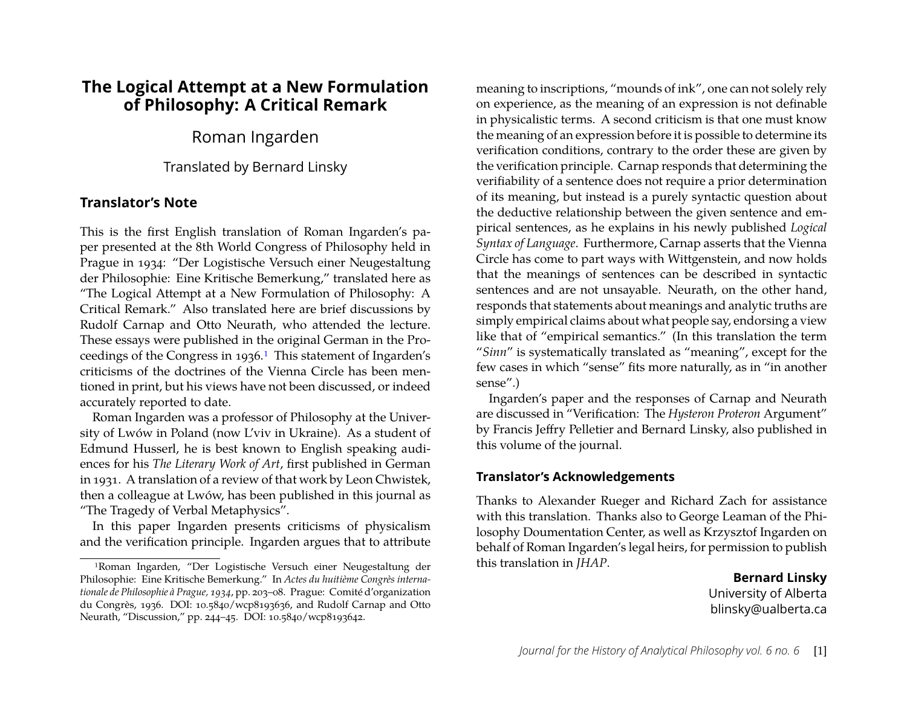# The Logical Attempt at a New Formulation of Philosophy: A Critical Remark

Roman Ingarden

Translated by Bernard Linsky

## Translator's Note

This is the first English translation of Roman Ingarden's paper presented at the 8th World Congress of Philosophy held in Prague in 1934: "Der Logistische Versuch einer Neugestaltung der Philosophie: Eine Kritische Bemerkung," translated here as "The Logical Attempt at a New Formulation of Philosophy: A Critical Remark." Also translated here are brief discussions by Rudolf Carnap and Otto Neurath, who attended the lecture. These essays were published in the original German in the Proceedings of the Congress in 1936.[1] This statement of Ingarden's criticisms of the doctrines of the Vienna Circle has been mentioned in print, but his views have not been discussed, or indeed accurately reported to date.

Roman Ingarden was a professor of Philosophy at the University of Lwów in Poland (now L'viv in Ukraine). As a student of Edmund Husserl, he is best known to English speaking audiences for his *The Literary Work of Art*, first published in German in 1931. A translation of a review of that work by Leon Chwistek, then a colleague at Lwów, has been published in this journal as "The Tragedy of Verbal Metaphysics".

In this paper Ingarden presents criticisms of physicalism and the verification principle. Ingarden argues that to attribute meaning to inscriptions, "mounds of ink", one can not solely rely on experience, as the meaning of an expression is not definable in physicalistic terms. A second criticism is that one must know the meaning of an expression before it is possible to determine its verification conditions, contrary to the order these are given by the verification principle. Carnap responds that determining the verifiability of a sentence does not require a prior determination of its meaning, but instead is a purely syntactic question about the deductive relationship between the given sentence and empirical sentences, as he explains in his newly published *Logical Syntax of Language*. Furthermore, Carnap asserts that the Vienna Circle has come to part ways with Wittgenstein, and now holds that the meanings of sentences can be described in syntactic sentences and are not unsayable. Neurath, on the other hand, responds that statements about meanings and analytic truths are simply empirical claims about what people say, endorsing a view like that of "empirical semantics." (In this translation the term "*Sinn*" is systematically translated as "meaning", except for the few cases in which "sense" fits more naturally, as in "in another sense".)

Ingarden's paper and the responses of Carnap and Neurath are discussed in "Verification: The *Hysteron Proteron* Argument" by Francis Jeffry Pelletier and Bernard Linsky, also published in this volume of the journal.

### Translator's Acknowledgements

Thanks to Alexander Rueger and Richard Zach for assistance with this translation. Thanks also to George Leaman of the Philosophy Doumentation Center, as well as Krzysztof Ingarden on behalf of Roman Ingarden's legal heirs, for permission to publish this translation in *JHAP*.

**Bernard Linsky**
University of Alberta
blinsky@ualberta.ca

[1] Roman Ingarden, "Der Logistische Versuch einer Neugestaltung der Philosophie: Eine Kritische Bemerkung." In *Actes du huitième Congrès internationale de Philosophie à Prague, 1934*, pp. 203–08. Prague: Comité d'organization du Congrès, 1936. DOI: 10.5840/wcp8193636, and Rudolf Carnap and Otto Neurath, "Discussion," pp. 244–45. DOI: 10.5840/wcp8193642.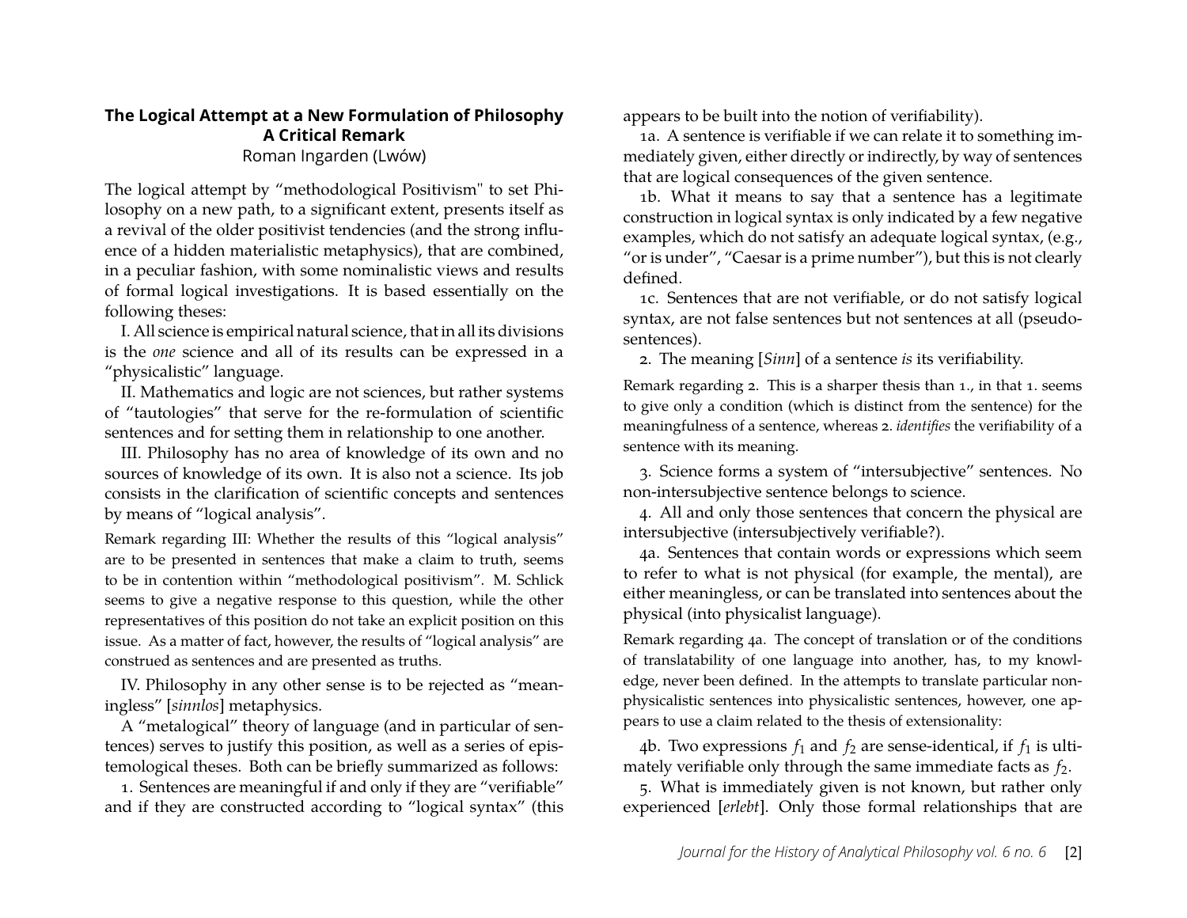## The Logical Attempt at a New Formulation of Philosophy
## A Critical Remark

Roman Ingarden (Lwów)

The logical attempt by "methodological Positivism" to set Philosophy on a new path, to a significant extent, presents itself as a revival of the older positivist tendencies (and the strong influence of a hidden materialistic metaphysics), that are combined, in a peculiar fashion, with some nominalistic views and results of formal logical investigations. It is based essentially on the following theses:

I. All science is empirical natural science, that in all its divisions is the *one* science and all of its results can be expressed in a "physicalistic" language.

II. Mathematics and logic are not sciences, but rather systems of "tautologies" that serve for the re-formulation of scientific sentences and for setting them in relationship to one another.

III. Philosophy has no area of knowledge of its own and no sources of knowledge of its own. It is also not a science. Its job consists in the clarification of scientific concepts and sentences by means of "logical analysis".

Remark regarding III: Whether the results of this "logical analysis" are to be presented in sentences that make a claim to truth, seems to be in contention within "methodological positivism". M. Schlick seems to give a negative response to this question, while the other representatives of this position do not take an explicit position on this issue. As a matter of fact, however, the results of "logical analysis" are construed as sentences and are presented as truths.

IV. Philosophy in any other sense is to be rejected as "meaningless" [*sinnlos*] metaphysics.

A "metalogical" theory of language (and in particular of sentences) serves to justify this position, as well as a series of epistemological theses. Both can be briefly summarized as follows:

1. Sentences are meaningful if and only if they are "verifiable" and if they are constructed according to "logical syntax" (this appears to be built into the notion of verifiability).

1a. A sentence is verifiable if we can relate it to something immediately given, either directly or indirectly, by way of sentences that are logical consequences of the given sentence.

1b. What it means to say that a sentence has a legitimate construction in logical syntax is only indicated by a few negative examples, which do not satisfy an adequate logical syntax, (e.g., "or is under", "Caesar is a prime number"), but this is not clearly defined.

1c. Sentences that are not verifiable, or do not satisfy logical syntax, are not false sentences but not sentences at all (pseudo-sentences).

2. The meaning [*Sinn*] of a sentence *is* its verifiability.

Remark regarding 2. This is a sharper thesis than 1., in that 1. seems to give only a condition (which is distinct from the sentence) for the meaningfulness of a sentence, whereas 2. *identifies* the verifiability of a sentence with its meaning.

3. Science forms a system of "intersubjective" sentences. No non-intersubjective sentence belongs to science.

4. All and only those sentences that concern the physical are intersubjective (intersubjectively verifiable?).

4a. Sentences that contain words or expressions which seem to refer to what is not physical (for example, the mental), are either meaningless, or can be translated into sentences about the physical (into physicalist language).

Remark regarding 4a. The concept of translation or of the conditions of translatability of one language into another, has, to my knowledge, never been defined. In the attempts to translate particular non-physicalistic sentences into physicalistic sentences, however, one appears to use a claim related to the thesis of extensionality:

4b. Two expressions $f_1$ and $f_2$ are sense-identical, if $f_1$ is ultimately verifiable only through the same immediate facts as $f_2$.

5. What is immediately given is not known, but rather only experienced [*erlebt*]. Only those formal relationships that are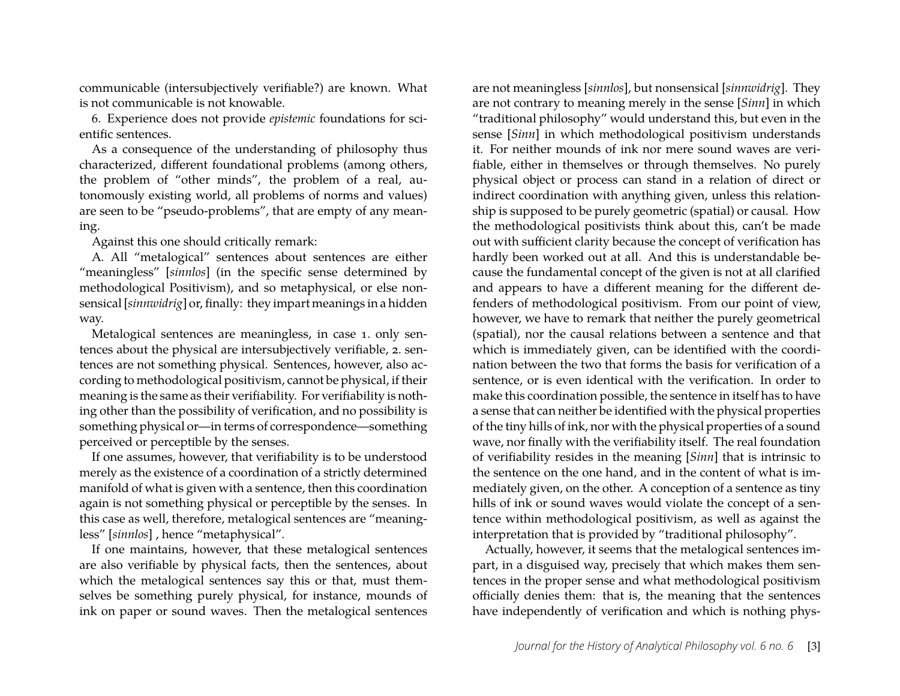communicable (intersubjectively verifiable?) are known. What is not communicable is not knowable.

6. Experience does not provide *epistemic* foundations for scientific sentences.

As a consequence of the understanding of philosophy thus characterized, different foundational problems (among others, the problem of "other minds", the problem of a real, autonomously existing world, all problems of norms and values) are seen to be "pseudo-problems", that are empty of any meaning.

Against this one should critically remark:

A. All "metalogical" sentences about sentences are either "meaningless" [*sinnlos*] (in the specific sense determined by methodological Positivism), and so metaphysical, or else nonsensical [*sinnwidrig*] or, finally: they impart meanings in a hidden way.

Metalogical sentences are meaningless, in case 1. only sentences about the physical are intersubjectively verifiable, 2. sentences are not something physical. Sentences, however, also according to methodological positivism, cannot be physical, if their meaning is the same as their verifiability. For verifiability is nothing other than the possibility of verification, and no possibility is something physical or—in terms of correspondence—something perceived or perceptible by the senses.

If one assumes, however, that verifiability is to be understood merely as the existence of a coordination of a strictly determined manifold of what is given with a sentence, then this coordination again is not something physical or perceptible by the senses. In this case as well, therefore, metalogical sentences are "meaningless" [*sinnlos*] , hence "metaphysical".

If one maintains, however, that these metalogical sentences are also verifiable by physical facts, then the sentences, about which the metalogical sentences say this or that, must themselves be something purely physical, for instance, mounds of ink on paper or sound waves. Then the metalogical sentences are not meaningless [*sinnlos*], but nonsensical [*sinnwidrig*]. They are not contrary to meaning merely in the sense [*Sinn*] in which "traditional philosophy" would understand this, but even in the sense [*Sinn*] in which methodological positivism understands it. For neither mounds of ink nor mere sound waves are verifiable, either in themselves or through themselves. No purely physical object or process can stand in a relation of direct or indirect coordination with anything given, unless this relationship is supposed to be purely geometric (spatial) or causal. How the methodological positivists think about this, can't be made out with sufficient clarity because the concept of verification has hardly been worked out at all. And this is understandable because the fundamental concept of the given is not at all clarified and appears to have a different meaning for the different defenders of methodological positivism. From our point of view, however, we have to remark that neither the purely geometrical (spatial), nor the causal relations between a sentence and that which is immediately given, can be identified with the coordination between the two that forms the basis for verification of a sentence, or is even identical with the verification. In order to make this coordination possible, the sentence in itself has to have a sense that can neither be identified with the physical properties of the tiny hills of ink, nor with the physical properties of a sound wave, nor finally with the verifiability itself. The real foundation of verifiability resides in the meaning [*Sinn*] that is intrinsic to the sentence on the one hand, and in the content of what is immediately given, on the other. A conception of a sentence as tiny hills of ink or sound waves would violate the concept of a sentence within methodological positivism, as well as against the interpretation that is provided by "traditional philosophy".

Actually, however, it seems that the metalogical sentences impart, in a disguised way, precisely that which makes them sentences in the proper sense and what methodological positivism officially denies them: that is, the meaning that the sentences have independently of verification and which is nothing phys-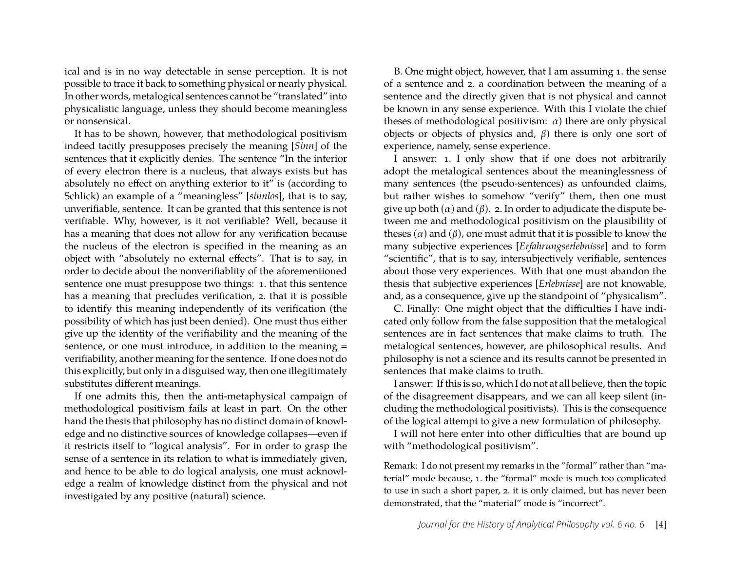ical and is in no way detectable in sense perception. It is not possible to trace it back to something physical or nearly physical. In other words, metalogical sentences cannot be "translated" into physicalistic language, unless they should become meaningless or nonsensical.

It has to be shown, however, that methodological positivism indeed tacitly presupposes precisely the meaning [*Sinn*] of the sentences that it explicitly denies. The sentence "In the interior of every electron there is a nucleus, that always exists but has absolutely no effect on anything exterior to it" is (according to Schlick) an example of a "meaningless" [*sinnlos*], that is to say, unverifiable, sentence. It can be granted that this sentence is not verifiable. Why, however, is it not verifiable? Well, because it has a meaning that does not allow for any verification because the nucleus of the electron is specified in the meaning as an object with "absolutely no external effects". That is to say, in order to decide about the nonverifiablity of the aforementioned sentence one must presuppose two things: 1. that this sentence has a meaning that precludes verification, 2. that it is possible to identify this meaning independently of its verification (the possibility of which has just been denied). One must thus either give up the identity of the verifiability and the meaning of the sentence, or one must introduce, in addition to the meaning = verifiability, another meaning for the sentence. If one does not do this explicitly, but only in a disguised way, then one illegitimately substitutes different meanings.

If one admits this, then the anti-metaphysical campaign of methodological positivism fails at least in part. On the other hand the thesis that philosophy has no distinct domain of knowledge and no distinctive sources of knowledge collapses—even if it restricts itself to "logical analysis". For in order to grasp the sense of a sentence in its relation to what is immediately given, and hence to be able to do logical analysis, one must acknowledge a realm of knowledge distinct from the physical and not investigated by any positive (natural) science.

B. One might object, however, that I am assuming 1. the sense of a sentence and 2. a coordination between the meaning of a sentence and the directly given that is not physical and cannot be known in any sense experience. With this I violate the chief theses of methodological positivism: $\alpha$) there are only physical objects or objects of physics and, $\beta$) there is only one sort of experience, namely, sense experience.

I answer: 1. I only show that if one does not arbitrarily adopt the metalogical sentences about the meaninglessness of many sentences (the pseudo-sentences) as unfounded claims, but rather wishes to somehow "verify" them, then one must give up both ($\alpha$) and ($\beta$). 2. In order to adjudicate the dispute between me and methodological positivism on the plausibility of theses ($\alpha$) and ($\beta$), one must admit that it is possible to know the many subjective experiences [*Erfahrungserlebnisse*] and to form "scientific", that is to say, intersubjectively verifiable, sentences about those very experiences. With that one must abandon the thesis that subjective experiences [*Erlebnisse*] are not knowable, and, as a consequence, give up the standpoint of "physicalism".

C. Finally: One might object that the difficulties I have indicated only follow from the false supposition that the metalogical sentences are in fact sentences that make claims to truth. The metalogical sentences, however, are philosophical results. And philosophy is not a science and its results cannot be presented in sentences that make claims to truth.

I answer: If this is so, which I do not at all believe, then the topic of the disagreement disappears, and we can all keep silent (including the methodological positivists). This is the consequence of the logical attempt to give a new formulation of philosophy.

I will not here enter into other difficulties that are bound up with "methodological positivism".

Remark: I do not present my remarks in the "formal" rather than "material" mode because, 1. the "formal" mode is much too complicated to use in such a short paper, 2. it is only claimed, but has never been demonstrated, that the "material" mode is "incorrect".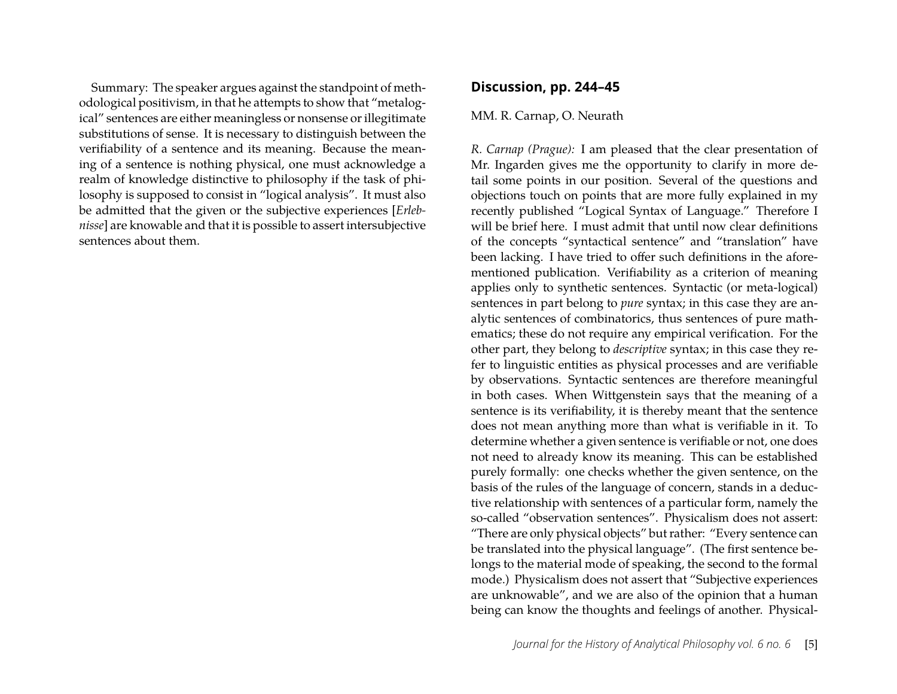Summary: The speaker argues against the standpoint of methodological positivism, in that he attempts to show that "metalogical" sentences are either meaningless or nonsense or illegitimate substitutions of sense. It is necessary to distinguish between the verifiability of a sentence and its meaning. Because the meaning of a sentence is nothing physical, one must acknowledge a realm of knowledge distinctive to philosophy if the task of philosophy is supposed to consist in "logical analysis". It must also be admitted that the given or the subjective experiences [*Erlebnisse*] are knowable and that it is possible to assert intersubjective sentences about them.

## Discussion, pp. 244–45

MM. R. Carnap, O. Neurath

*R. Carnap (Prague):* I am pleased that the clear presentation of Mr. Ingarden gives me the opportunity to clarify in more detail some points in our position. Several of the questions and objections touch on points that are more fully explained in my recently published "Logical Syntax of Language." Therefore I will be brief here. I must admit that until now clear definitions of the concepts "syntactical sentence" and "translation" have been lacking. I have tried to offer such definitions in the aforementioned publication. Verifiability as a criterion of meaning applies only to synthetic sentences. Syntactic (or meta-logical) sentences in part belong to *pure* syntax; in this case they are analytic sentences of combinatorics, thus sentences of pure mathematics; these do not require any empirical verification. For the other part, they belong to *descriptive* syntax; in this case they refer to linguistic entities as physical processes and are verifiable by observations. Syntactic sentences are therefore meaningful in both cases. When Wittgenstein says that the meaning of a sentence is its verifiability, it is thereby meant that the sentence does not mean anything more than what is verifiable in it. To determine whether a given sentence is verifiable or not, one does not need to already know its meaning. This can be established purely formally: one checks whether the given sentence, on the basis of the rules of the language of concern, stands in a deductive relationship with sentences of a particular form, namely the so-called "observation sentences". Physicalism does not assert: "There are only physical objects" but rather: "Every sentence can be translated into the physical language". (The first sentence belongs to the material mode of speaking, the second to the formal mode.) Physicalism does not assert that "Subjective experiences are unknowable", and we are also of the opinion that a human being can know the thoughts and feelings of another. Physical-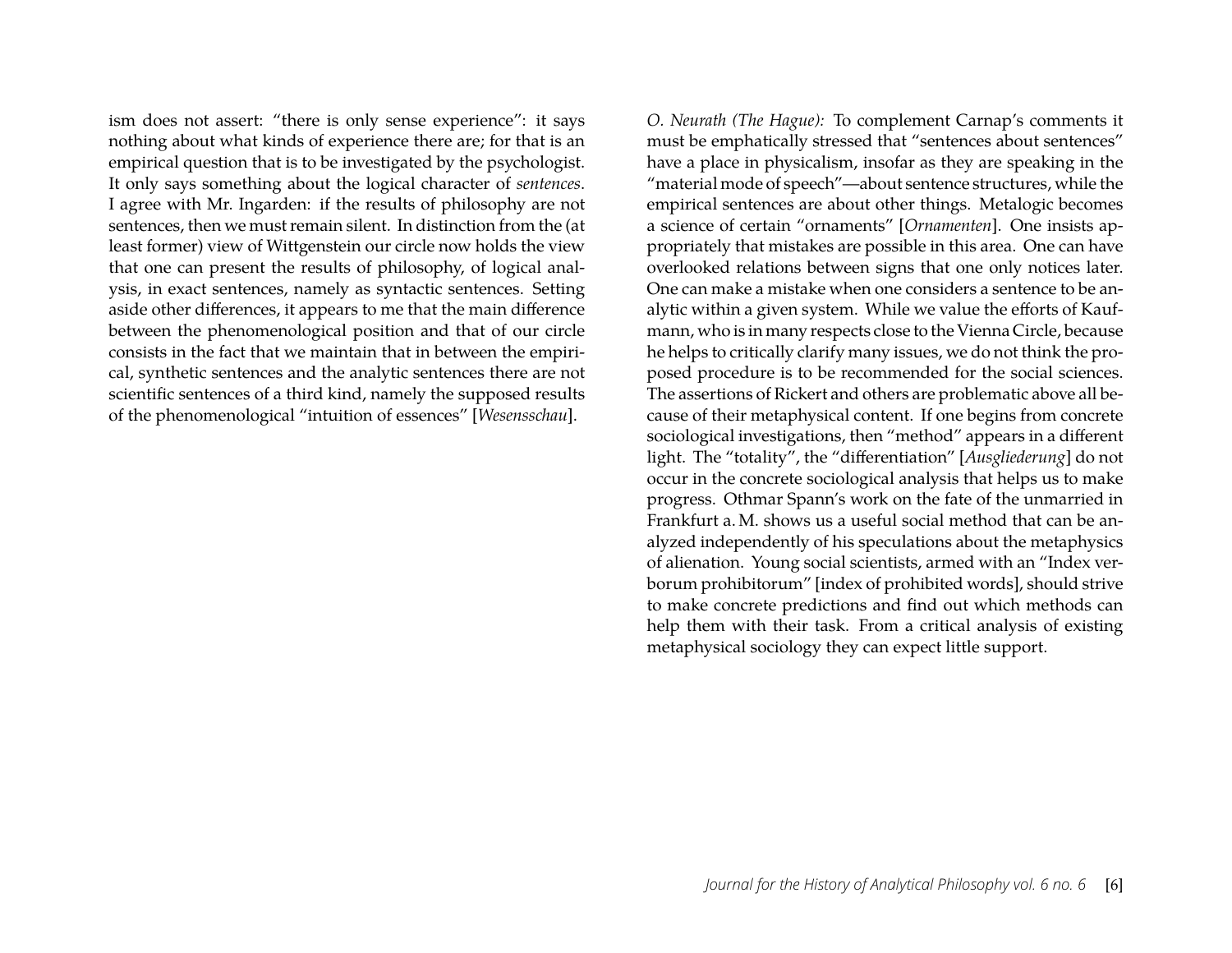ism does not assert: "there is only sense experience": it says nothing about what kinds of experience there are; for that is an empirical question that is to be investigated by the psychologist. It only says something about the logical character of *sentences*. I agree with Mr. Ingarden: if the results of philosophy are not sentences, then we must remain silent. In distinction from the (at least former) view of Wittgenstein our circle now holds the view that one can present the results of philosophy, of logical analysis, in exact sentences, namely as syntactic sentences. Setting aside other differences, it appears to me that the main difference between the phenomenological position and that of our circle consists in the fact that we maintain that in between the empirical, synthetic sentences and the analytic sentences there are not scientific sentences of a third kind, namely the supposed results of the phenomenological "intuition of essences" [*Wesensschau*].

*O. Neurath (The Hague):* To complement Carnap's comments it must be emphatically stressed that "sentences about sentences" have a place in physicalism, insofar as they are speaking in the "material mode of speech"—about sentence structures, while the empirical sentences are about other things. Metalogic becomes a science of certain "ornaments" [*Ornamenten*]. One insists appropriately that mistakes are possible in this area. One can have overlooked relations between signs that one only notices later. One can make a mistake when one considers a sentence to be analytic within a given system. While we value the efforts of Kaufmann, who is in many respects close to the Vienna Circle, because he helps to critically clarify many issues, we do not think the proposed procedure is to be recommended for the social sciences. The assertions of Rickert and others are problematic above all because of their metaphysical content. If one begins from concrete sociological investigations, then "method" appears in a different light. The "totality", the "differentiation" [*Ausgliederung*] do not occur in the concrete sociological analysis that helps us to make progress. Othmar Spann's work on the fate of the unmarried in Frankfurt a. M. shows us a useful social method that can be analyzed independently of his speculations about the metaphysics of alienation. Young social scientists, armed with an "Index verborum prohibitorum" [index of prohibited words], should strive to make concrete predictions and find out which methods can help them with their task. From a critical analysis of existing metaphysical sociology they can expect little support.